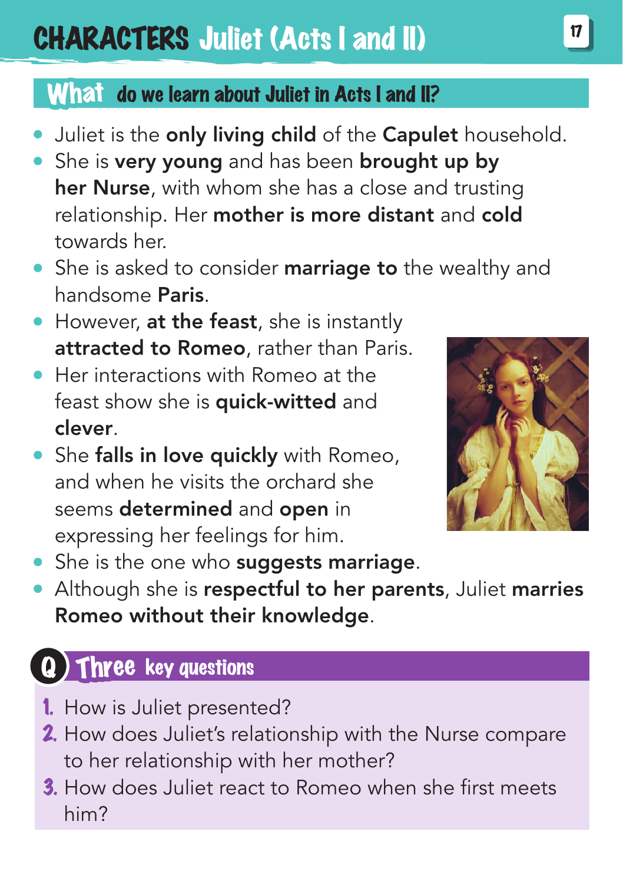# CHARACTERS Juliet (Acts I and II)

## What do we learn about Juliet in Acts I and II?

- Juliet is the **only living child** of the **Capulet** household.
- She is **very young** and has been **brought up by her Nurse**, with whom she has a close and trusting relationship. Her **mother is more distant** and **cold** towards her.
- She is asked to consider **marriage to** the wealthy and handsome **Paris**.
- However, **at the feast**, she is instantly **attracted to Romeo**, rather than Paris.
- Her interactions with Romeo at the feast show she is **quick-witted** and **clever**.
- She **falls in love quickly** with Romeo, and when he visits the orchard she seems **determined** and **open** in expressing her feelings for him.
- She is the one who **suggests marriage**.
- Although she is **respectful to her parents**, Juliet **marries Romeo without their knowledge**.

## Q Three key questions

1. How is Juliet presented?
2. How does Juliet's relationship with the Nurse compare to her relationship with her mother?
3. How does Juliet react to Romeo when she first meets him?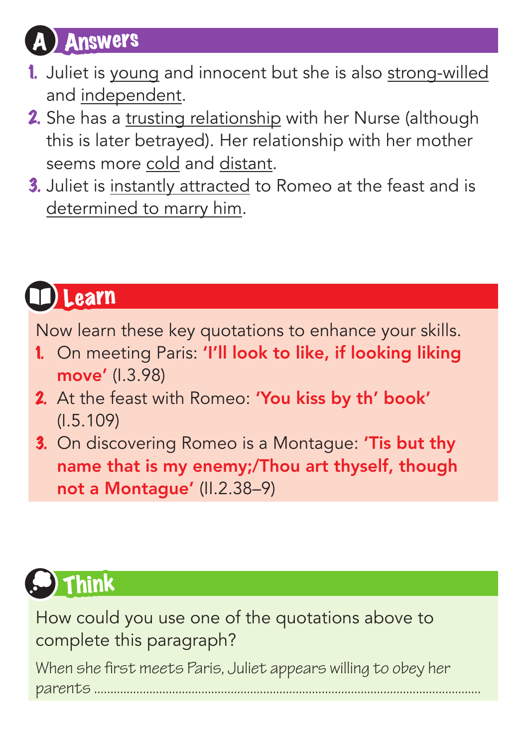## A Answers

1. Juliet is young and innocent but she is also strong-willed and independent.
2. She has a trusting relationship with her Nurse (although this is later betrayed). Her relationship with her mother seems more cold and distant.
3. Juliet is instantly attracted to Romeo at the feast and is determined to marry him.

## Learn

Now learn these key quotations to enhance your skills.

1. On meeting Paris: **'I'll look to like, if looking liking move'** (I.3.98)
2. At the feast with Romeo: **'You kiss by th' book'** (I.5.109)
3. On discovering Romeo is a Montague: **'Tis but thy name that is my enemy;/Thou art thyself, though not a Montague'** (II.2.38–9)

## Think

How could you use one of the quotations above to complete this paragraph?

*When she first meets Paris, Juliet appears willing to obey her parents ..................................................................................................................*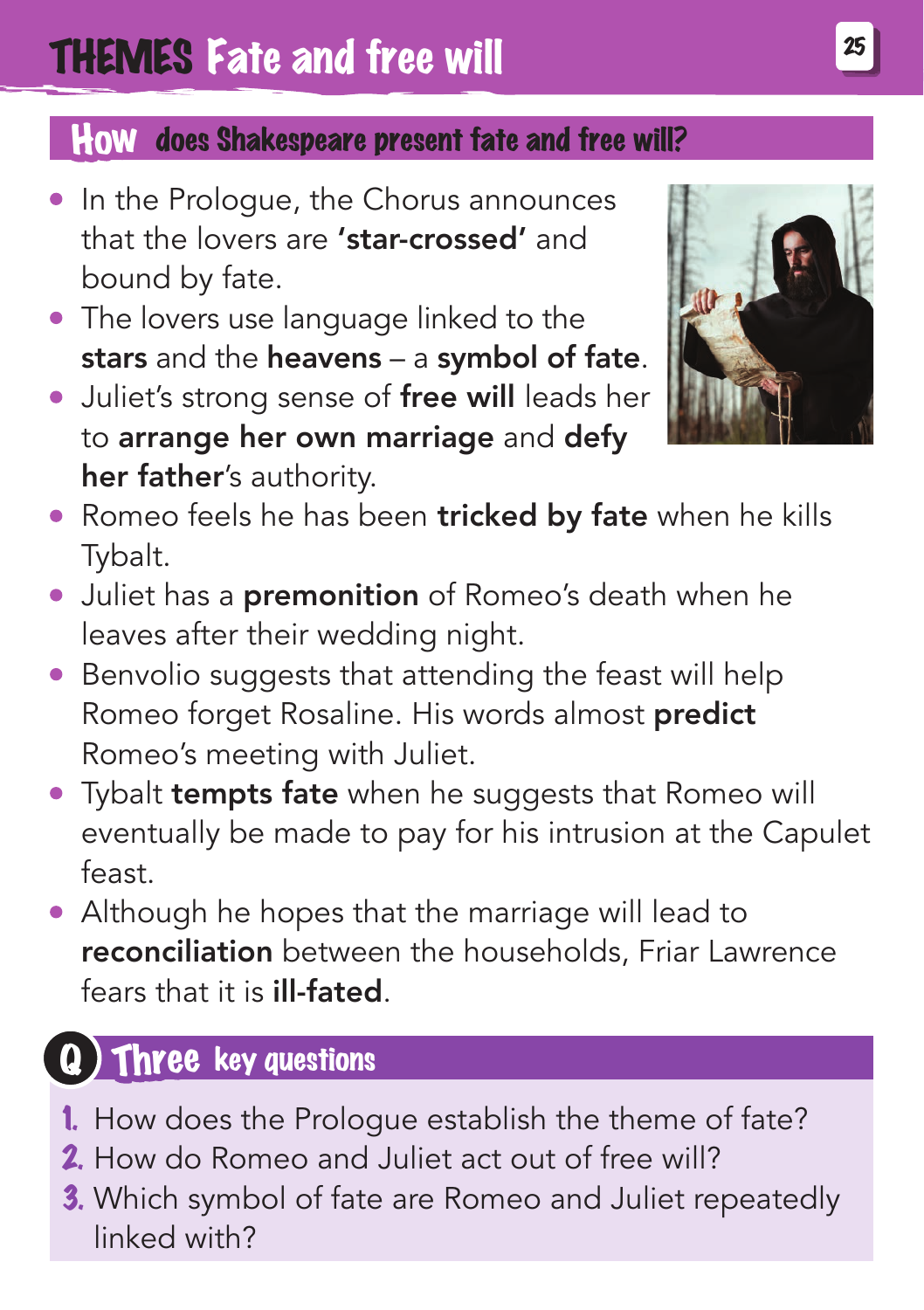# THEMES Fate and free will

## How does Shakespeare present fate and free will?

- In the Prologue, the Chorus announces that the lovers are **'star-crossed'** and bound by fate.
- The lovers use language linked to the **stars** and the **heavens** – a **symbol of fate**.
- Juliet's strong sense of **free will** leads her to **arrange her own marriage** and **defy her father**'s authority.
- Romeo feels he has been **tricked by fate** when he kills Tybalt.
- Juliet has a **premonition** of Romeo's death when he leaves after their wedding night.
- Benvolio suggests that attending the feast will help Romeo forget Rosaline. His words almost **predict** Romeo's meeting with Juliet.
- Tybalt **tempts fate** when he suggests that Romeo will eventually be made to pay for his intrusion at the Capulet feast.
- Although he hopes that the marriage will lead to **reconciliation** between the households, Friar Lawrence fears that it is **ill-fated**.

## Q Three key questions

1. How does the Prologue establish the theme of fate?
2. How do Romeo and Juliet act out of free will?
3. Which symbol of fate are Romeo and Juliet repeatedly linked with?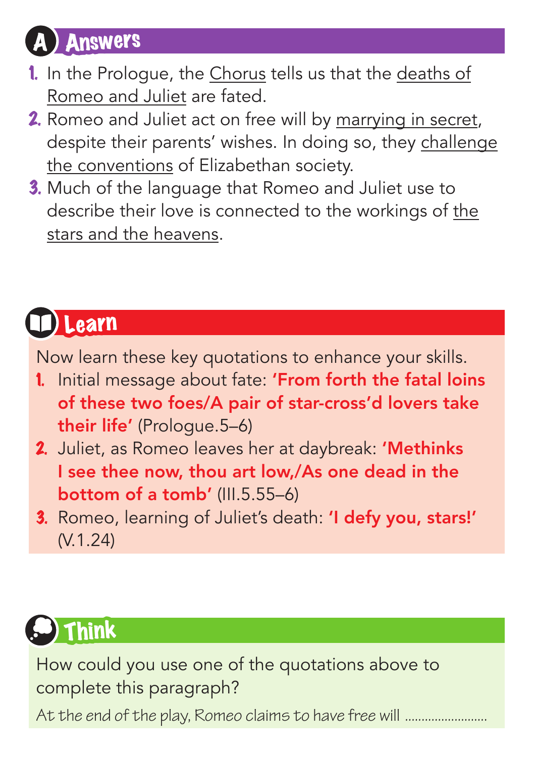## A Answers

1. In the Prologue, the Chorus tells us that the deaths of Romeo and Juliet are fated.
2. Romeo and Juliet act on free will by marrying in secret, despite their parents' wishes. In doing so, they challenge the conventions of Elizabethan society.
3. Much of the language that Romeo and Juliet use to describe their love is connected to the workings of the stars and the heavens.

## Learn

Now learn these key quotations to enhance your skills.

1. Initial message about fate: **'From forth the fatal loins of these two foes/A pair of star-cross'd lovers take their life'** (Prologue.5–6)
2. Juliet, as Romeo leaves her at daybreak: **'Methinks I see thee now, thou art low,/As one dead in the bottom of a tomb'** (III.5.55–6)
3. Romeo, learning of Juliet's death: **'I defy you, stars!'** (V.1.24)

## Think

How could you use one of the quotations above to complete this paragraph?

*At the end of the play, Romeo claims to have free will ........................*